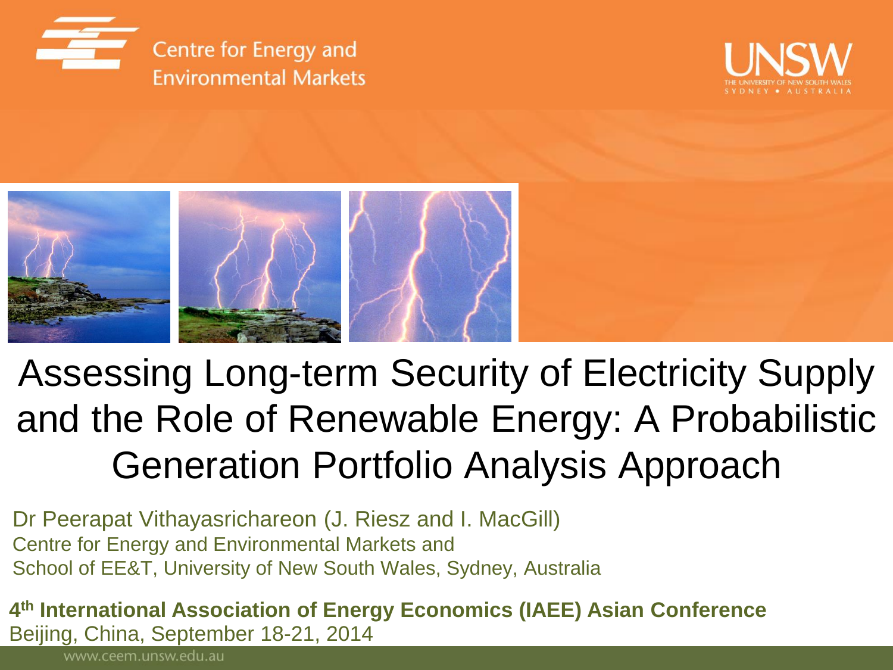Centre for Energy and Environmental Markets

UNSW
THE UNIVERSITY OF NEW SOUTH WALES
SYDNEY • AUSTRALIA

# Assessing Long-term Security of Electricity Supply and the Role of Renewable Energy: A Probabilistic Generation Portfolio Analysis Approach

Dr Peerapat Vithayasrichareon (J. Riesz and I. MacGill)
Centre for Energy and Environmental Markets and
School of EE&T, University of New South Wales, Sydney, Australia

**4th International Association of Energy Economics (IAEE) Asian Conference**
Beijing, China, September 18-21, 2014

www.ceem.unsw.edu.au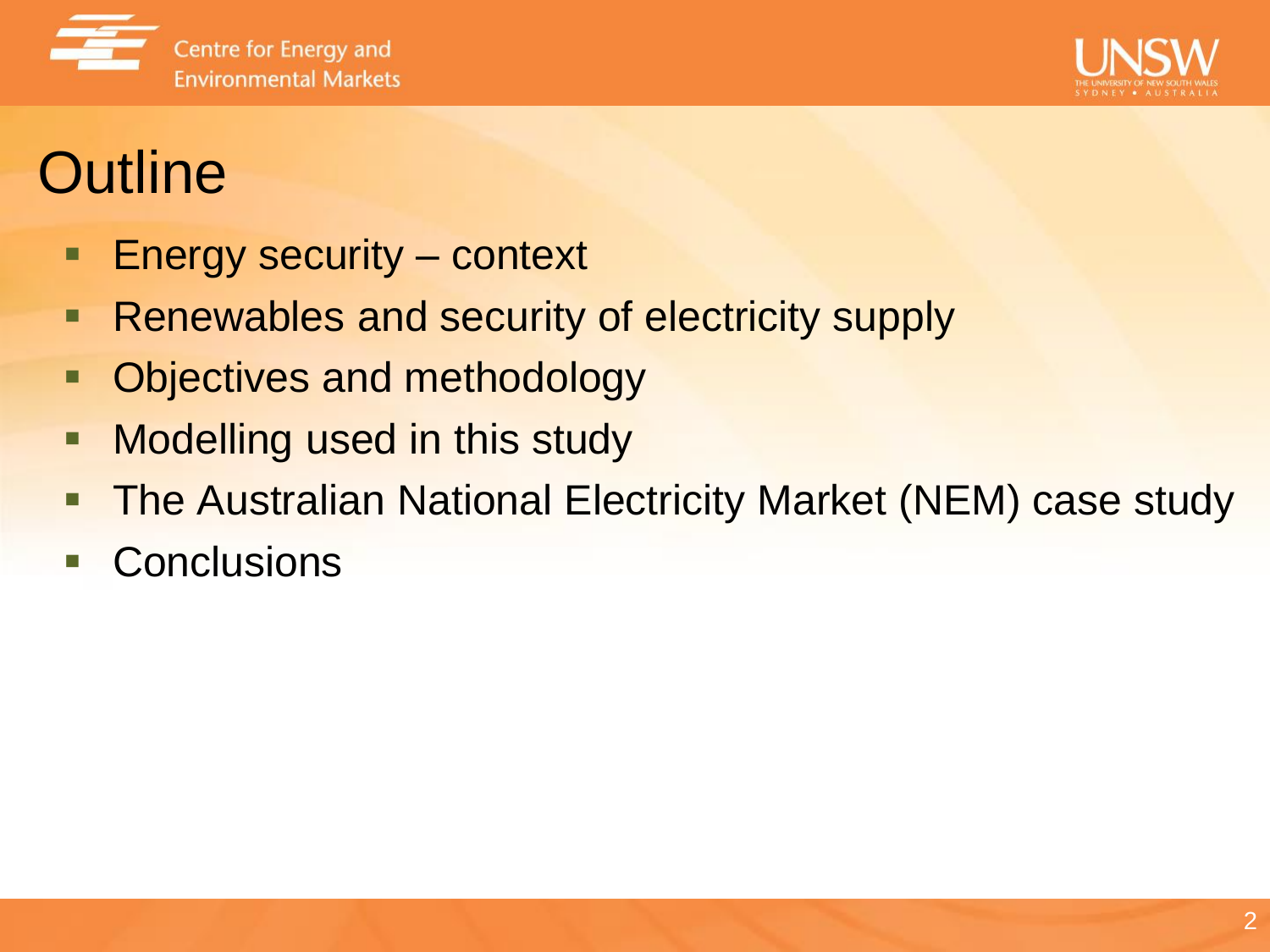# Outline

- Energy security – context
- Renewables and security of electricity supply
- Objectives and methodology
- Modelling used in this study
- The Australian National Electricity Market (NEM) case study
- Conclusions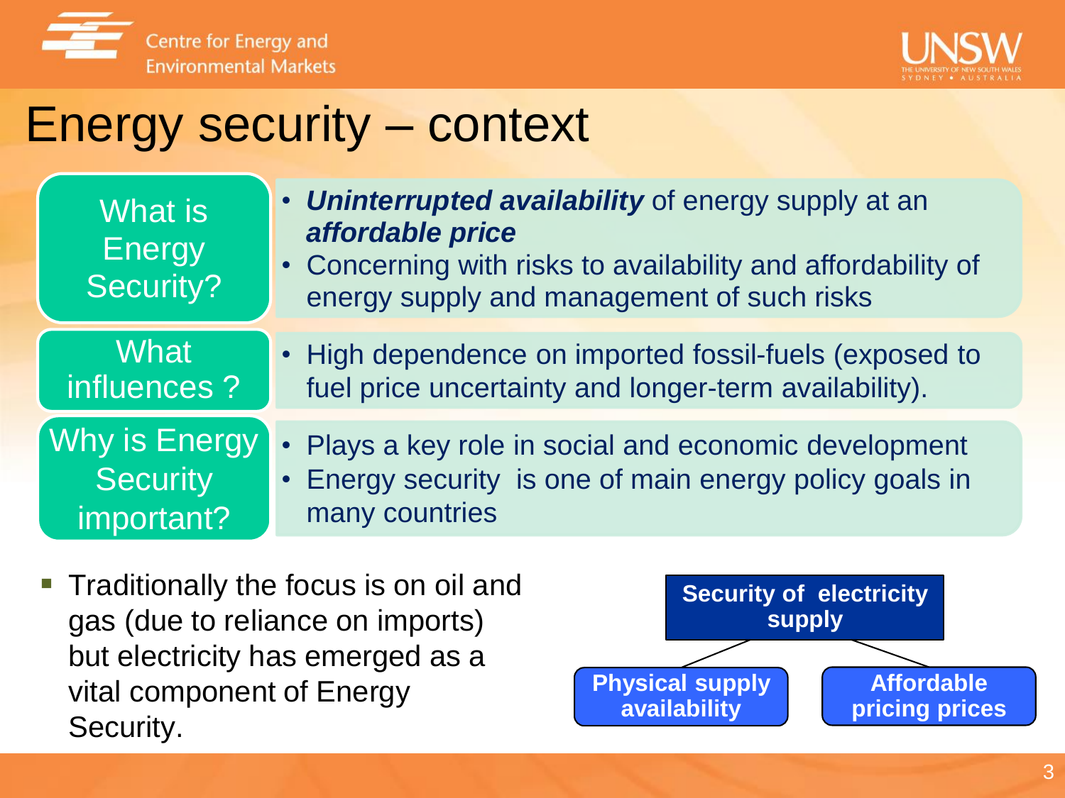# Energy security – context

| | |
|---|---|
| What is Energy Security? | • ***Uninterrupted availability*** of energy supply at an ***affordable price*** <br> • Concerning with risks to availability and affordability of energy supply and management of such risks |
| What influences ? | • High dependence on imported fossil-fuels (exposed to fuel price uncertainty and longer-term availability). |
| Why is Energy Security important? | • Plays a key role in social and economic development <br> • Energy security is one of main energy policy goals in many countries |

- Traditionally the focus is on oil and gas (due to reliance on imports) but electricity has emerged as a vital component of Energy Security.

**Security of electricity supply**

- **Physical supply availability**
- **Affordable pricing prices**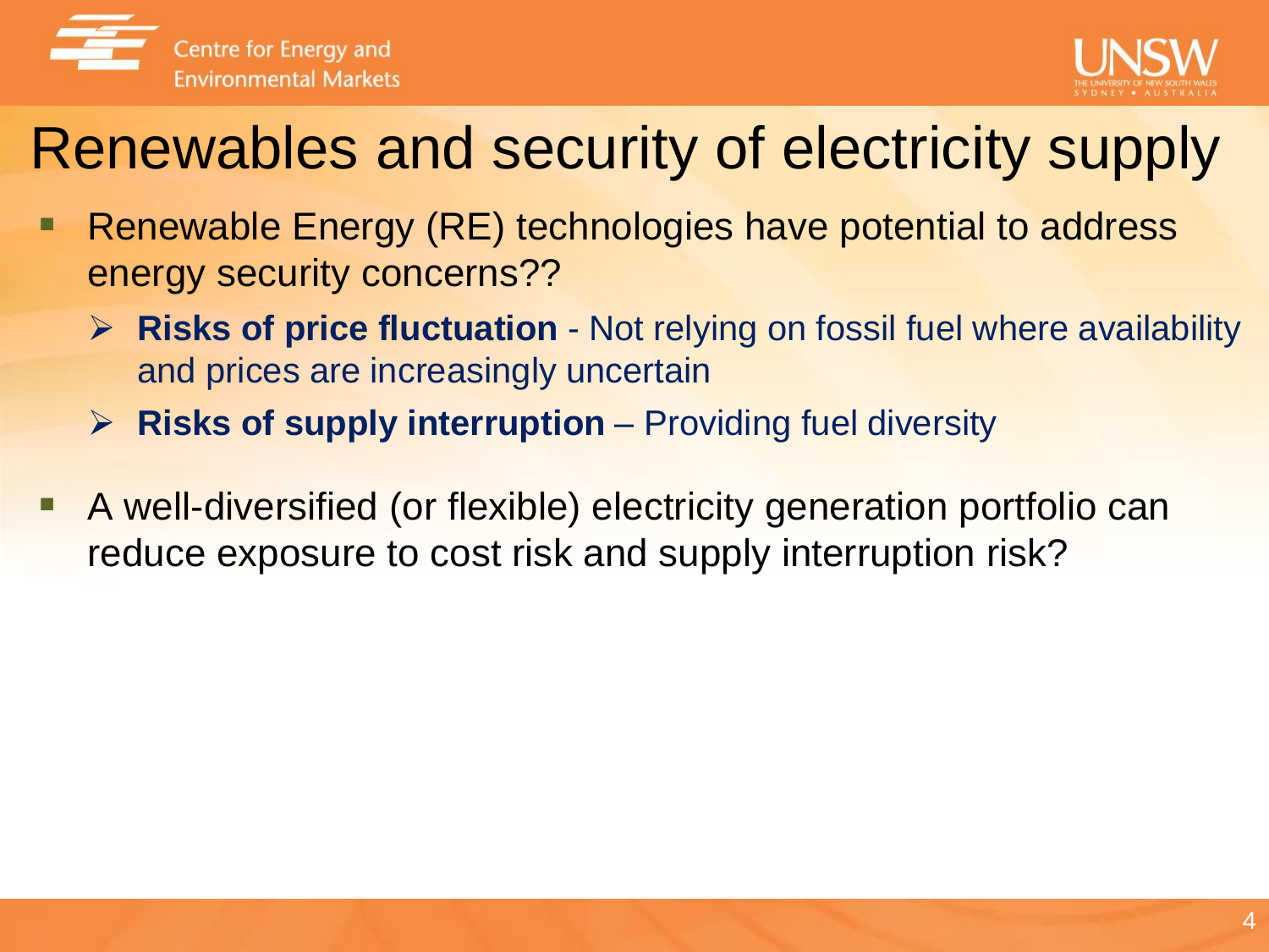# Renewables and security of electricity supply

- Renewable Energy (RE) technologies have potential to address energy security concerns??
  - **Risks of price fluctuation** - Not relying on fossil fuel where availability and prices are increasingly uncertain
  - **Risks of supply interruption** – Providing fuel diversity
- A well-diversified (or flexible) electricity generation portfolio can reduce exposure to cost risk and supply interruption risk?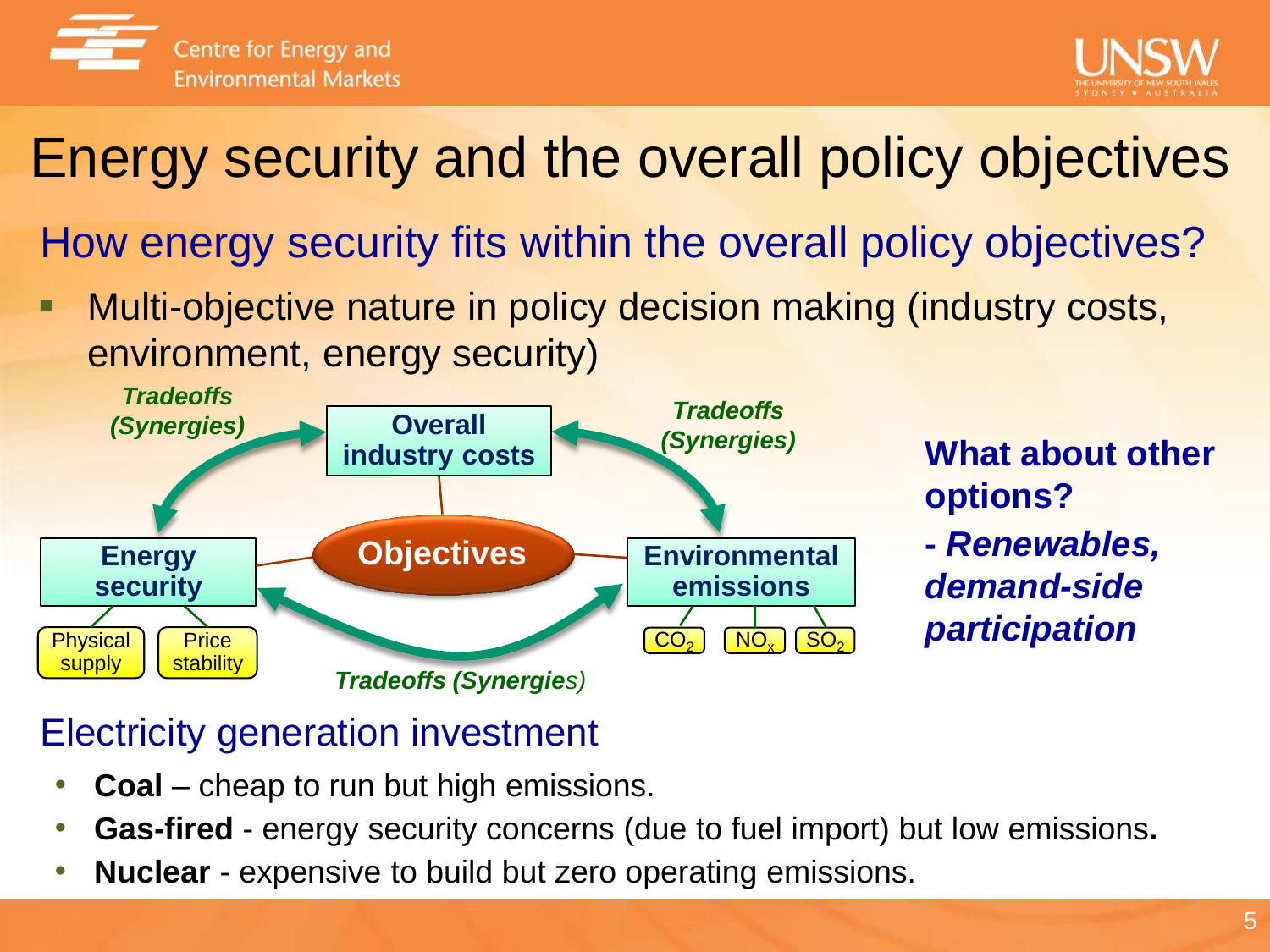# Energy security and the overall policy objectives

## How energy security fits within the overall policy objectives?

- Multi-objective nature in policy decision making (industry costs, environment, energy security)

**Objectives**

- **Overall industry costs**
- **Energy security**
  - Physical supply
  - Price stability
- **Environmental emissions**
  - $CO_2$
  - $NO_x$
  - $SO_2$

***Tradeoffs (Synergies)*** between energy security and overall industry costs; ***Tradeoffs (Synergies)*** between overall industry costs and environmental emissions; ***Tradeoffs (Synergies)*** between energy security and environmental emissions.

**What about other options?**

**- *Renewables, demand-side participation***

## Electricity generation investment

- **Coal** – cheap to run but high emissions.
- **Gas-fired** - energy security concerns (due to fuel import) but low emissions**.**
- **Nuclear** - expensive to build but zero operating emissions.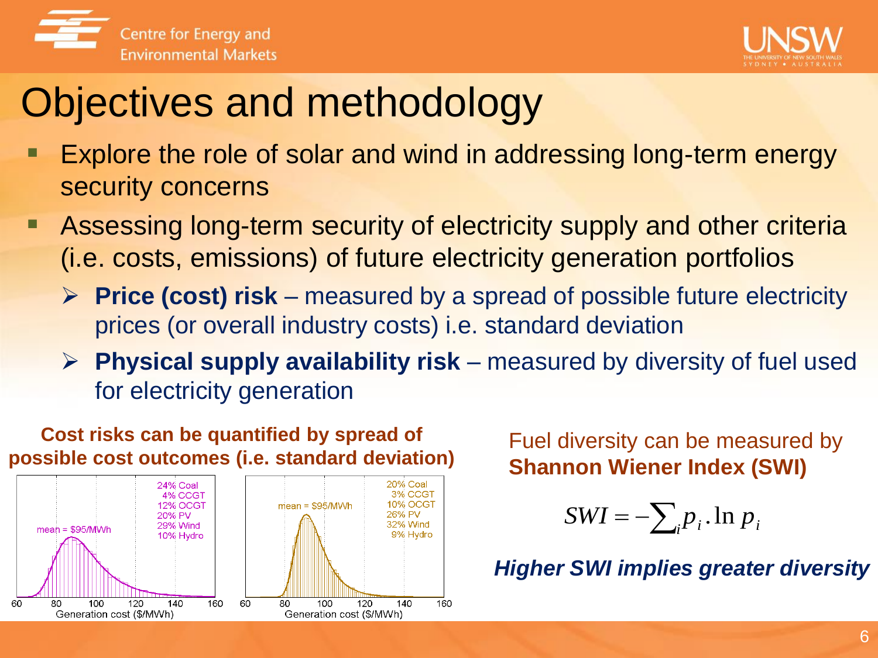# Objectives and methodology

- Explore the role of solar and wind in addressing long-term energy security concerns
- Assessing long-term security of electricity supply and other criteria (i.e. costs, emissions) of future electricity generation portfolios
  - **Price (cost) risk** – measured by a spread of possible future electricity prices (or overall industry costs) i.e. standard deviation
  - **Physical supply availability risk** – measured by diversity of fuel used for electricity generation

**Cost risks can be quantified by spread of possible cost outcomes (i.e. standard deviation)**

24% Coal, 4% CCGT, 12% OCGT, 20% PV, 29% Wind, 10% Hydro — mean = $95/MWh

Generation cost ($/MWh)

20% Coal, 3% CCGT, 10% OCGT, 26% PV, 32% Wind, 9% Hydro — mean = $95/MWh

Generation cost ($/MWh)

Fuel diversity can be measured by **Shannon Wiener Index (SWI)**

$$SWI = -\sum_i p_i . \ln p_i$$

***Higher SWI implies greater diversity***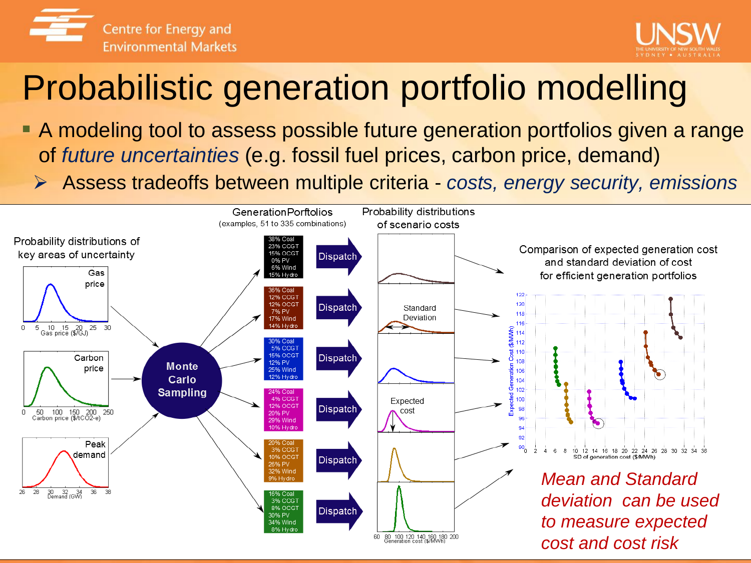# Probabilistic generation portfolio modelling

- A modeling tool to assess possible future generation portfolios given a range of *future uncertainties* (e.g. fossil fuel prices, carbon price, demand)
  - ➢ Assess tradeoffs between multiple criteria - *costs, energy security, emissions*

Probability distributions of key areas of uncertainty

Gas price

Carbon price

Peak demand

Monte Carlo Sampling

Generation Porftolios (examples, 51 to 335 combinations)

| Portfolio | Coal | CCGT | OCGT | PV | Wind | Hydro |
| --- | --- | --- | --- | --- | --- | --- |
| 1 | 38% | 23% | 15% | 0% | 6% | 15% |
| 2 | 36% | 12% | 12% | 7% | 17% | 14% |
| 3 | 30% | 5% | 15% | 12% | 25% | 12% |
| 4 | 24% | 4% | 12% | 20% | 29% | 10% |
| 5 | 20% | 3% | 10% | 26% | 32% | 9% |
| 6 | 16% | 3% | 8% | 30% | 34% | 8% |

Dispatch

Probability distributions of scenario costs

Standard Deviation

Expected cost

Comparison of expected generation cost and standard deviation of cost for efficient generation portfolios

*Mean and Standard deviation can be used to measure expected cost and cost risk*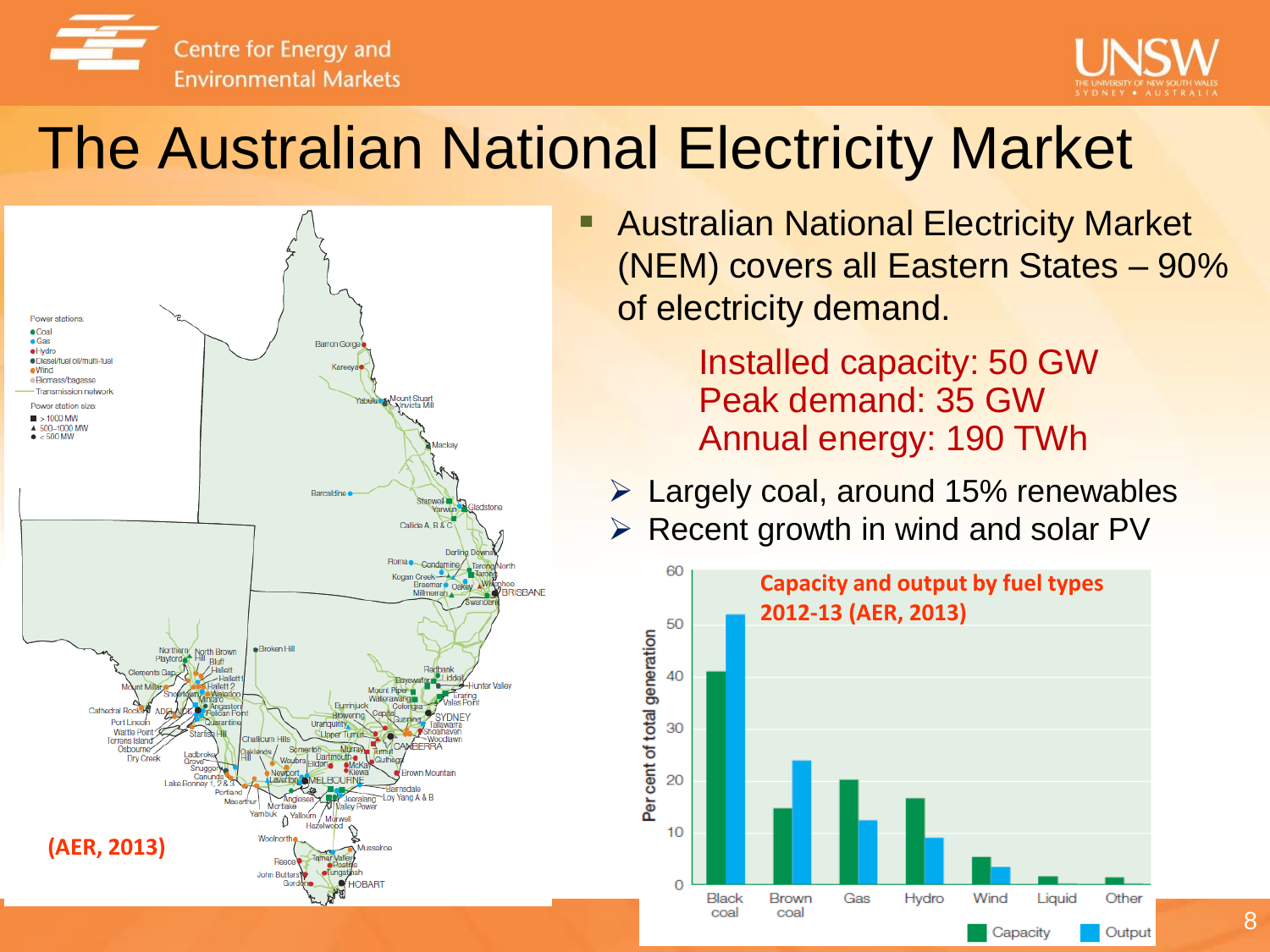# The Australian National Electricity Market

(AER, 2013)

- Australian National Electricity Market (NEM) covers all Eastern States – 90% of electricity demand.

  Installed capacity: 50 GW
  Peak demand: 35 GW
  Annual energy: 190 TWh

  - Largely coal, around 15% renewables
  - Recent growth in wind and solar PV

**Capacity and output by fuel types 2012-13 (AER, 2013)**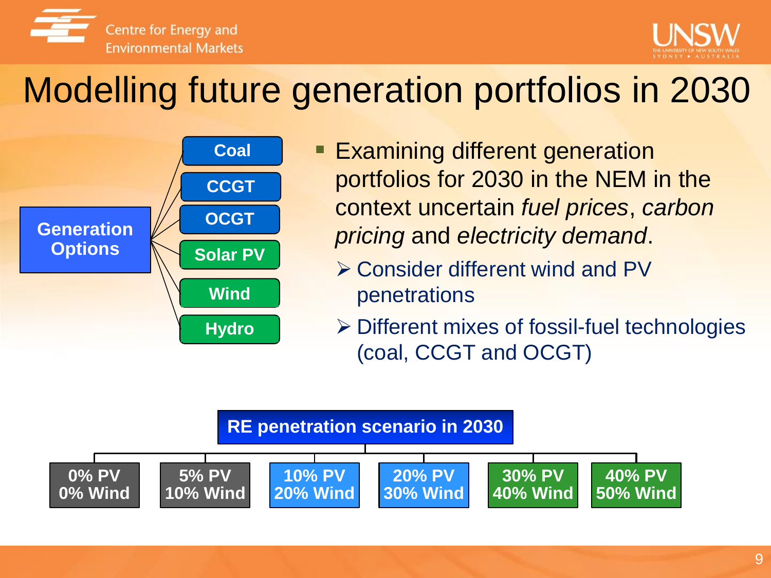# Modelling future generation portfolios in 2030

**Generation Options**
- Coal
- CCGT
- OCGT
- Solar PV
- Wind
- Hydro

- Examining different generation portfolios for 2030 in the NEM in the context uncertain *fuel prices*, *carbon pricing* and *electricity demand*.
  - Consider different wind and PV penetrations
  - Different mixes of fossil-fuel technologies (coal, CCGT and OCGT)

**RE penetration scenario in 2030**

| 0% PV 0% Wind | 5% PV 10% Wind | 10% PV 20% Wind | 20% PV 30% Wind | 30% PV 40% Wind | 40% PV 50% Wind |
|---|---|---|---|---|---|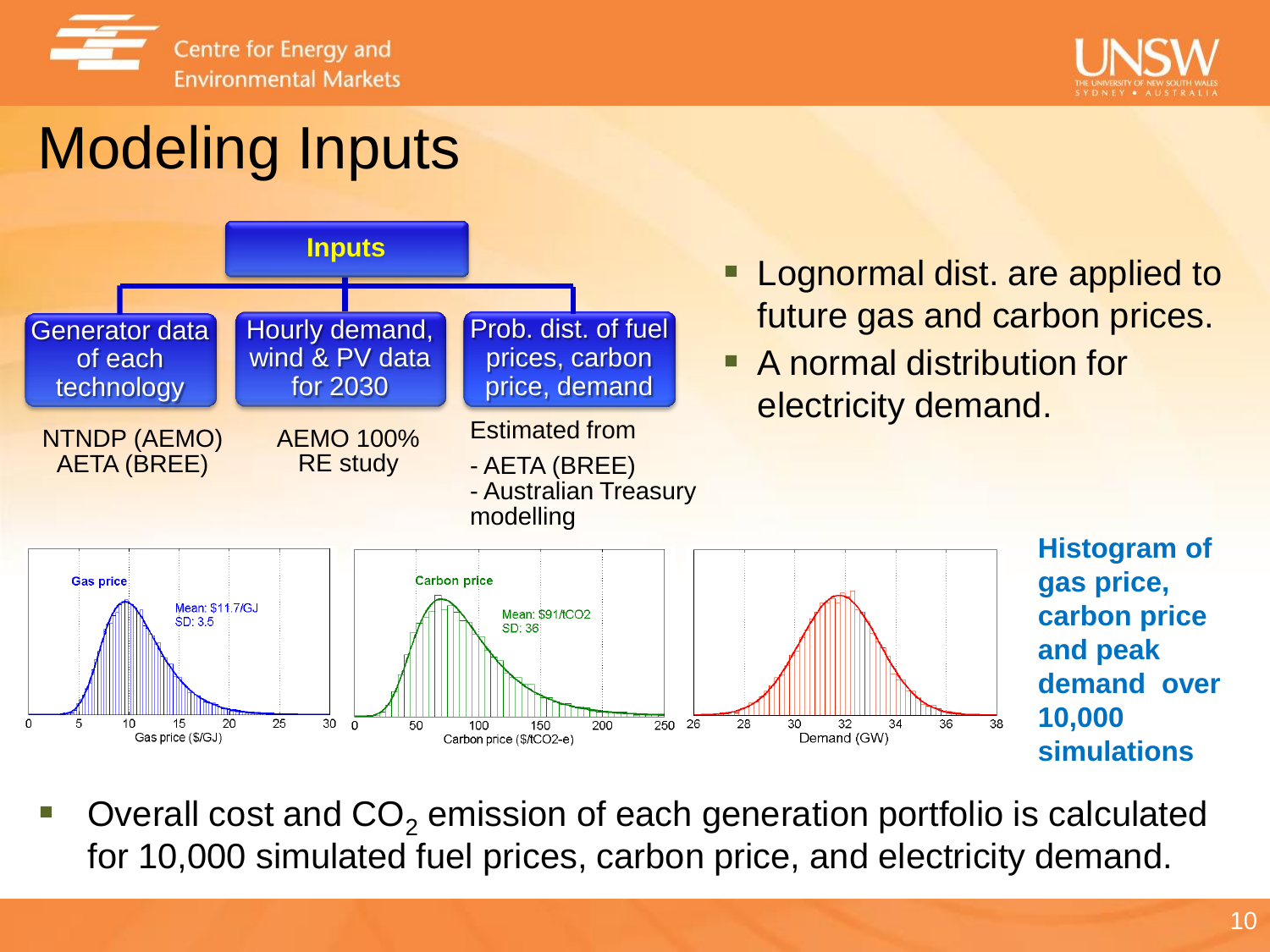# Modeling Inputs

**Inputs**

- **Generator data of each technology** — NTNDP (AEMO), AETA (BREE)
- **Hourly demand, wind & PV data for 2030** — AEMO 100% RE study
- **Prob. dist. of fuel prices, carbon price, demand** — Estimated from
  - AETA (BREE)
  - Australian Treasury modelling

- Lognormal dist. are applied to future gas and carbon prices.
- A normal distribution for electricity demand.

Gas price — Mean: $11.7/GJ, SD: 3.5 (Gas price ($/GJ))

Carbon price — Mean: $91/tCO2, SD: 36 (Carbon price ($/tCO2-e))

Demand (GW)

**Histogram of gas price, carbon price and peak demand over 10,000 simulations**

- Overall cost and $CO_2$ emission of each generation portfolio is calculated for 10,000 simulated fuel prices, carbon price, and electricity demand.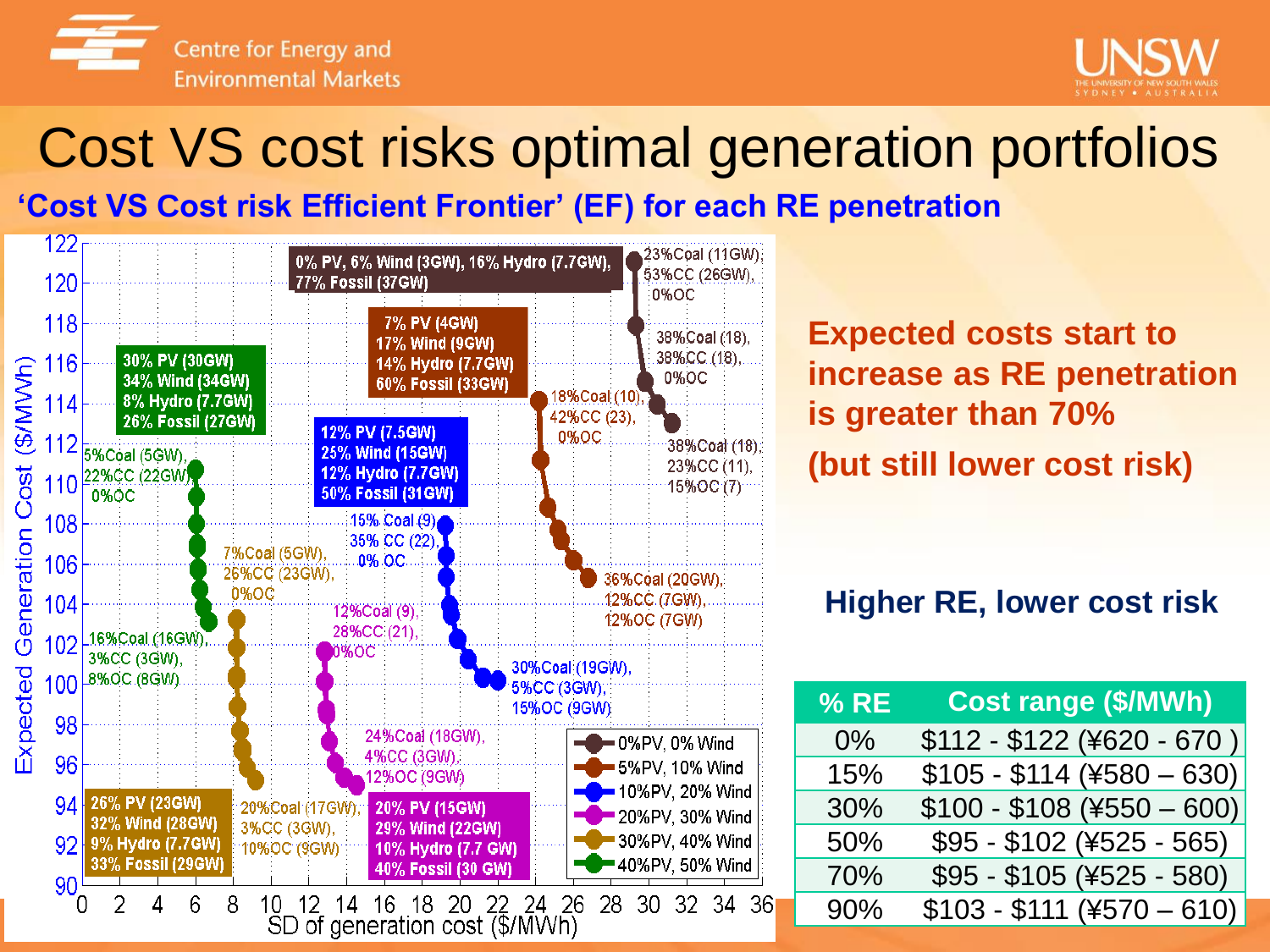# Cost VS cost risks optimal generation portfolios

**'Cost VS Cost risk Efficient Frontier' (EF) for each RE penetration**

**Expected costs start to increase as RE penetration is greater than 70%**

**(but still lower cost risk)**

**Higher RE, lower cost risk**

| % RE | Cost range ($/MWh) |
|---|---|
| 0% | $112 - $122 (¥620 - 670 ) |
| 15% | $105 - $114 (¥580 – 630) |
| 30% | $100 - $108 (¥550 – 600) |
| 50% | $95 - $102 (¥525 - 565) |
| 70% | $95 - $105 (¥525 - 580) |
| 90% | $103 - $111 (¥570 – 610) |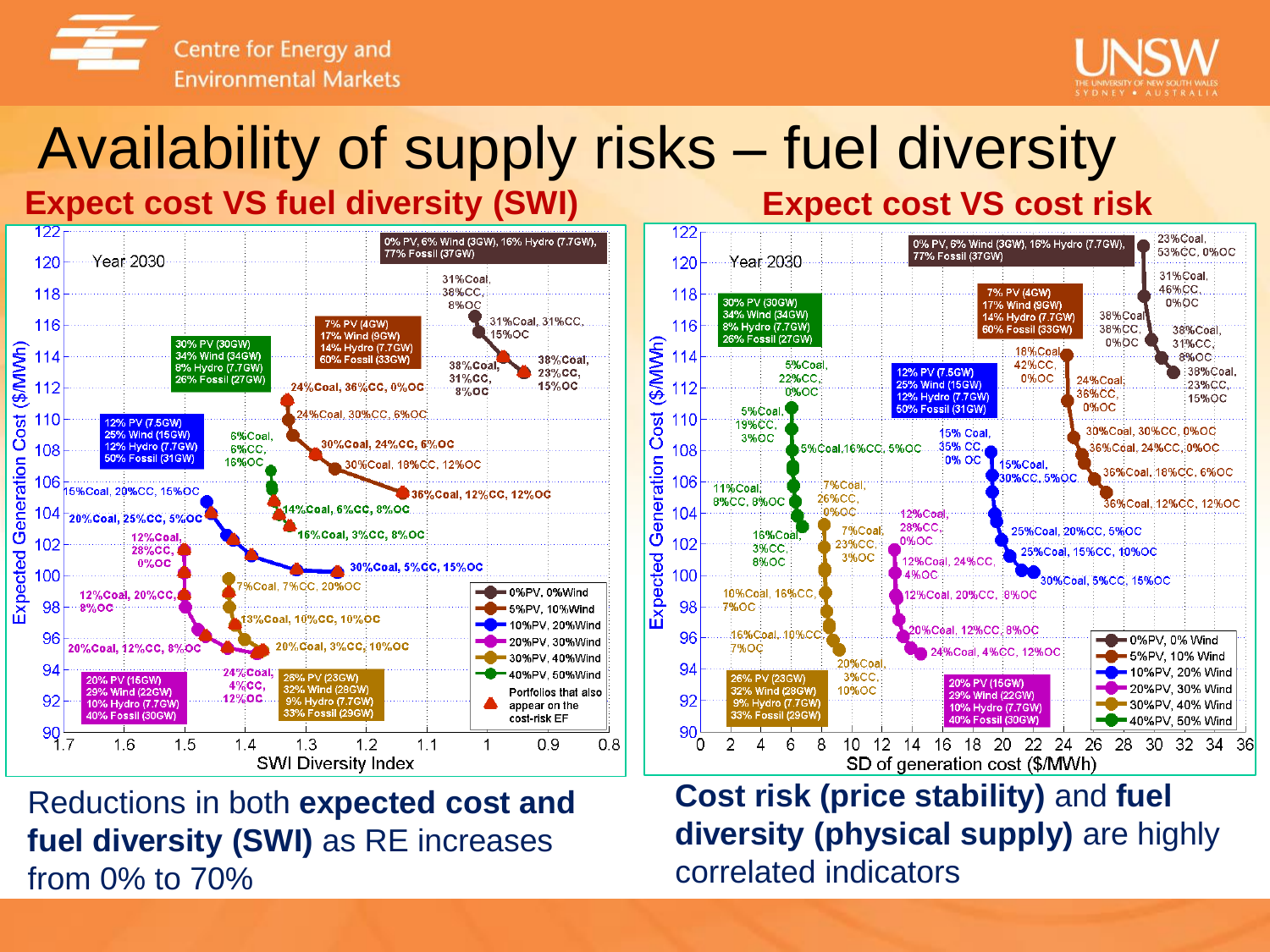# Availability of supply risks – fuel diversity

## Expect cost VS fuel diversity (SWI)

## Expect cost VS cost risk

Reductions in both **expected cost and fuel diversity (SWI)** as RE increases from 0% to 70%

**Cost risk (price stability)** and **fuel diversity (physical supply)** are highly correlated indicators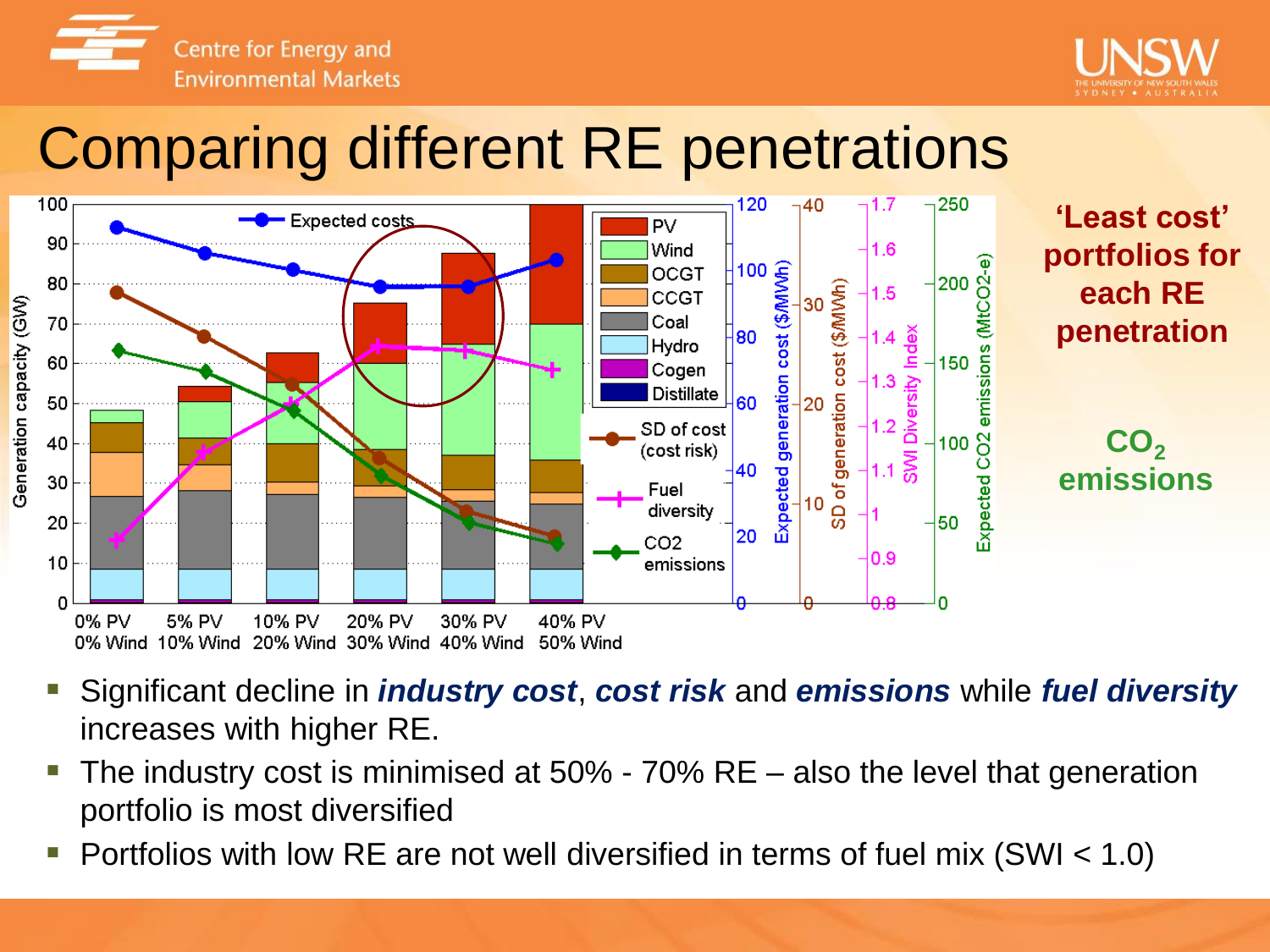# Comparing different RE penetrations

**'Least cost' portfolios for each RE penetration**

**$CO_2$ emissions**

- Significant decline in ***industry cost***, ***cost risk*** and ***emissions*** while ***fuel diversity*** increases with higher RE.
- The industry cost is minimised at 50% - 70% RE – also the level that generation portfolio is most diversified
- Portfolios with low RE are not well diversified in terms of fuel mix (SWI < 1.0)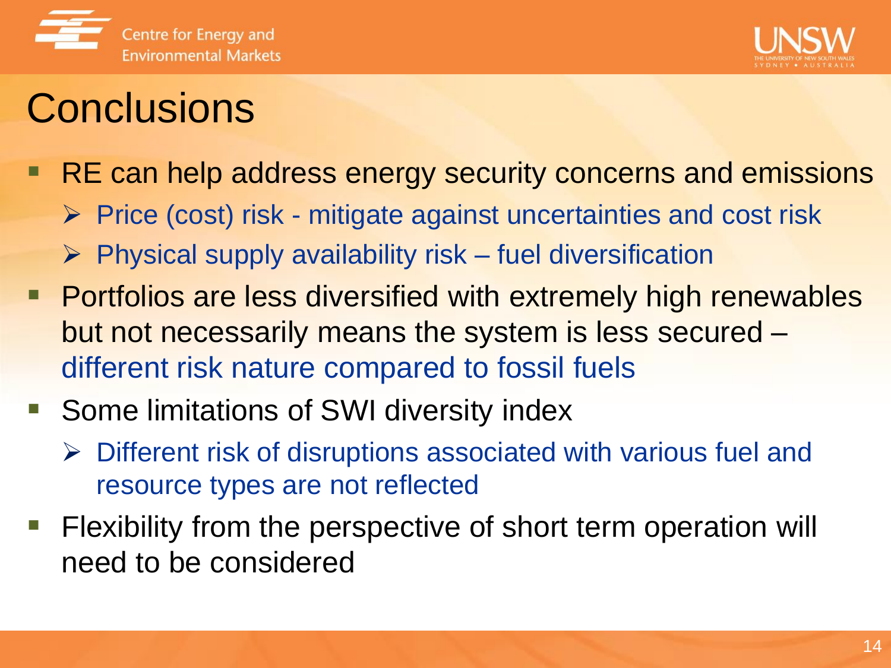# Conclusions

- RE can help address energy security concerns and emissions
  - Price (cost) risk - mitigate against uncertainties and cost risk
  - Physical supply availability risk – fuel diversification
- Portfolios are less diversified with extremely high renewables but not necessarily means the system is less secured – different risk nature compared to fossil fuels
- Some limitations of SWI diversity index
  - Different risk of disruptions associated with various fuel and resource types are not reflected
- Flexibility from the perspective of short term operation will need to be considered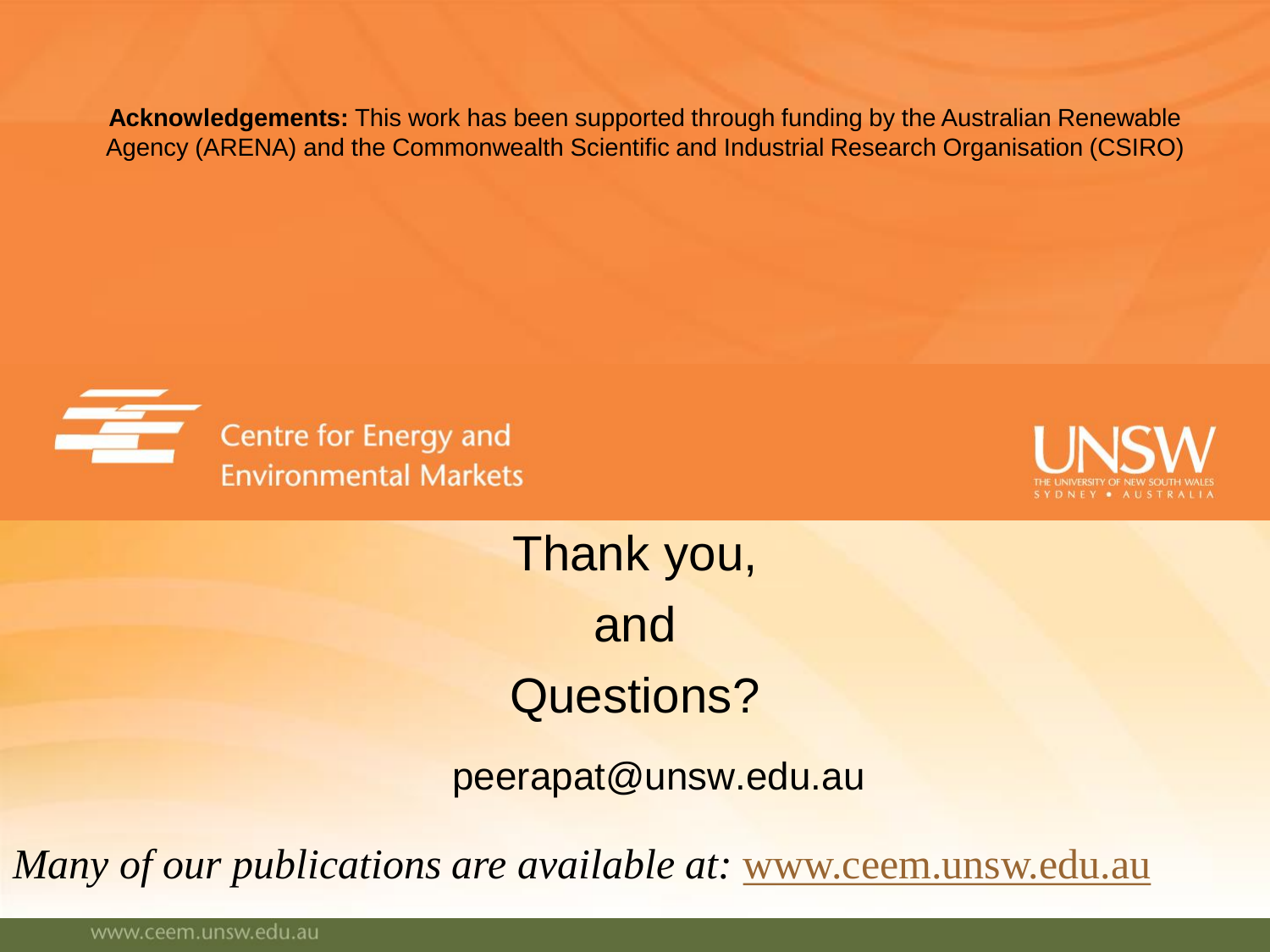**Acknowledgements:** This work has been supported through funding by the Australian Renewable Agency (ARENA) and the Commonwealth Scientific and Industrial Research Organisation (CSIRO)

Centre for Energy and Environmental Markets

UNSW
THE UNIVERSITY OF NEW SOUTH WALES
SYDNEY • AUSTRALIA

Thank you,

and

Questions?

peerapat@unsw.edu.au

*Many of our publications are available at:* www.ceem.unsw.edu.au